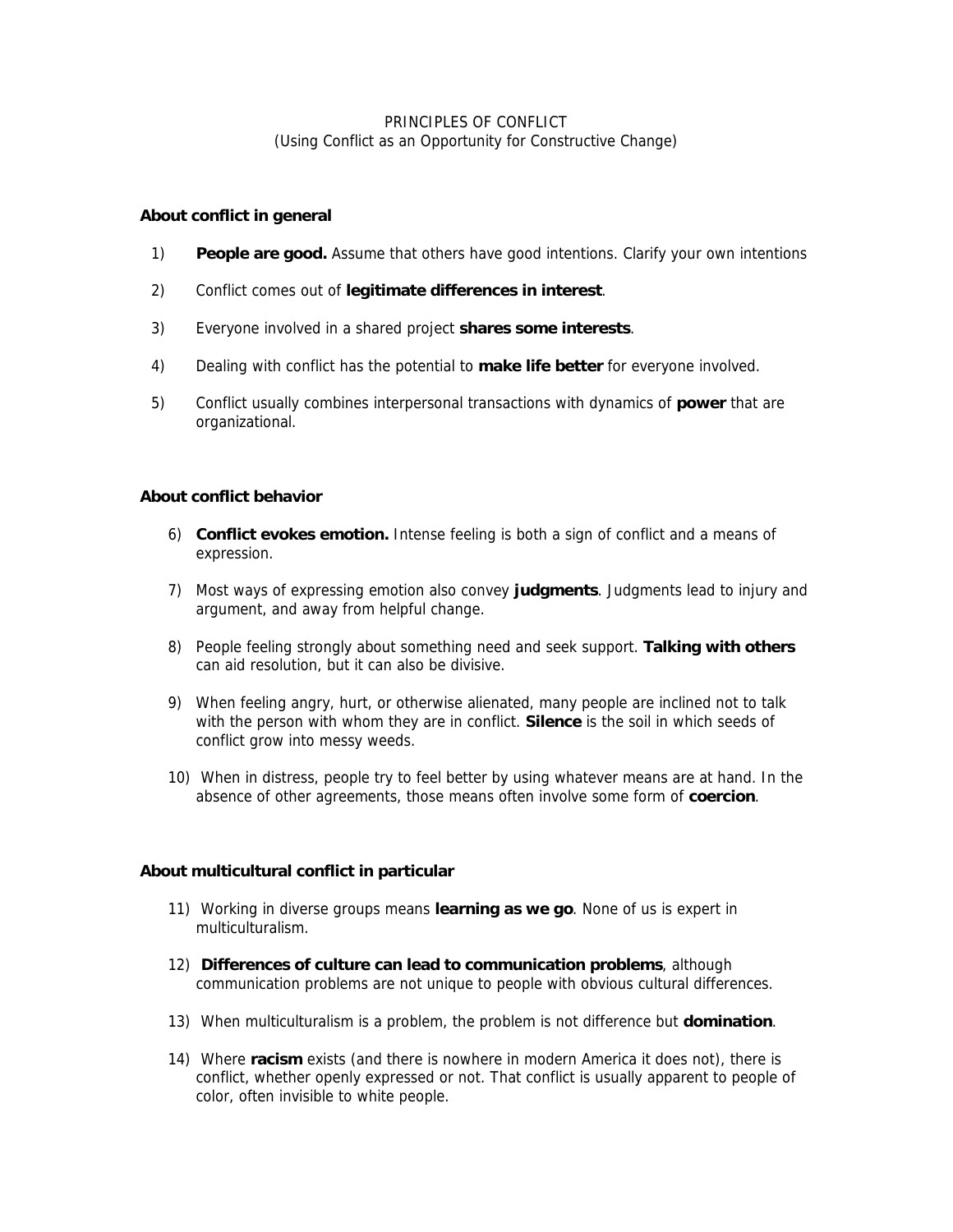PRINCIPLES OF CONFLICT
(Using Conflict as an Opportunity for Constructive Change)

**About conflict in general**

1) **People are good.** Assume that others have good intentions. Clarify your own intentions

2) Conflict comes out of **legitimate differences in interest**.

3) Everyone involved in a shared project **shares some interests**.

4) Dealing with conflict has the potential to **make life better** for everyone involved.

5) Conflict usually combines interpersonal transactions with dynamics of **power** that are organizational.

**About conflict behavior**

6) **Conflict evokes emotion.** Intense feeling is both a sign of conflict and a means of expression.

7) Most ways of expressing emotion also convey **judgments**. Judgments lead to injury and argument, and away from helpful change.

8) People feeling strongly about something need and seek support. **Talking with others** can aid resolution, but it can also be divisive.

9) When feeling angry, hurt, or otherwise alienated, many people are inclined not to talk with the person with whom they are in conflict. **Silence** is the soil in which seeds of conflict grow into messy weeds.

10) When in distress, people try to feel better by using whatever means are at hand. In the absence of other agreements, those means often involve some form of **coercion**.

**About multicultural conflict in particular**

11) Working in diverse groups means **learning as we go**. None of us is expert in multiculturalism.

12) **Differences of culture can lead to communication problems**, although communication problems are not unique to people with obvious cultural differences.

13) When multiculturalism is a problem, the problem is not difference but **domination**.

14) Where **racism** exists (and there is nowhere in modern America it does not), there is conflict, whether openly expressed or not. That conflict is usually apparent to people of color, often invisible to white people.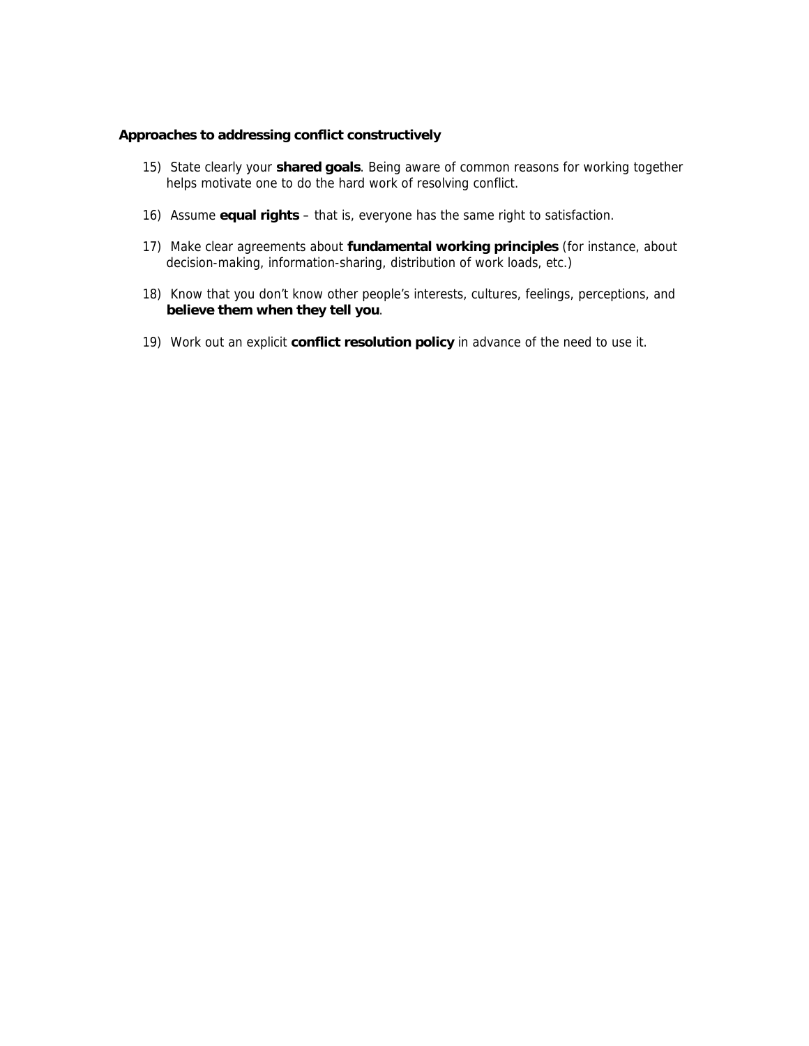**Approaches to addressing conflict constructively**

15) State clearly your **shared goals**. Being aware of common reasons for working together helps motivate one to do the hard work of resolving conflict.

16) Assume **equal rights** – that is, everyone has the same right to satisfaction.

17) Make clear agreements about **fundamental working principles** (for instance, about decision-making, information-sharing, distribution of work loads, etc.)

18) Know that you don't know other people's interests, cultures, feelings, perceptions, and **believe them when they tell you**.

19) Work out an explicit **conflict resolution policy** in advance of the need to use it.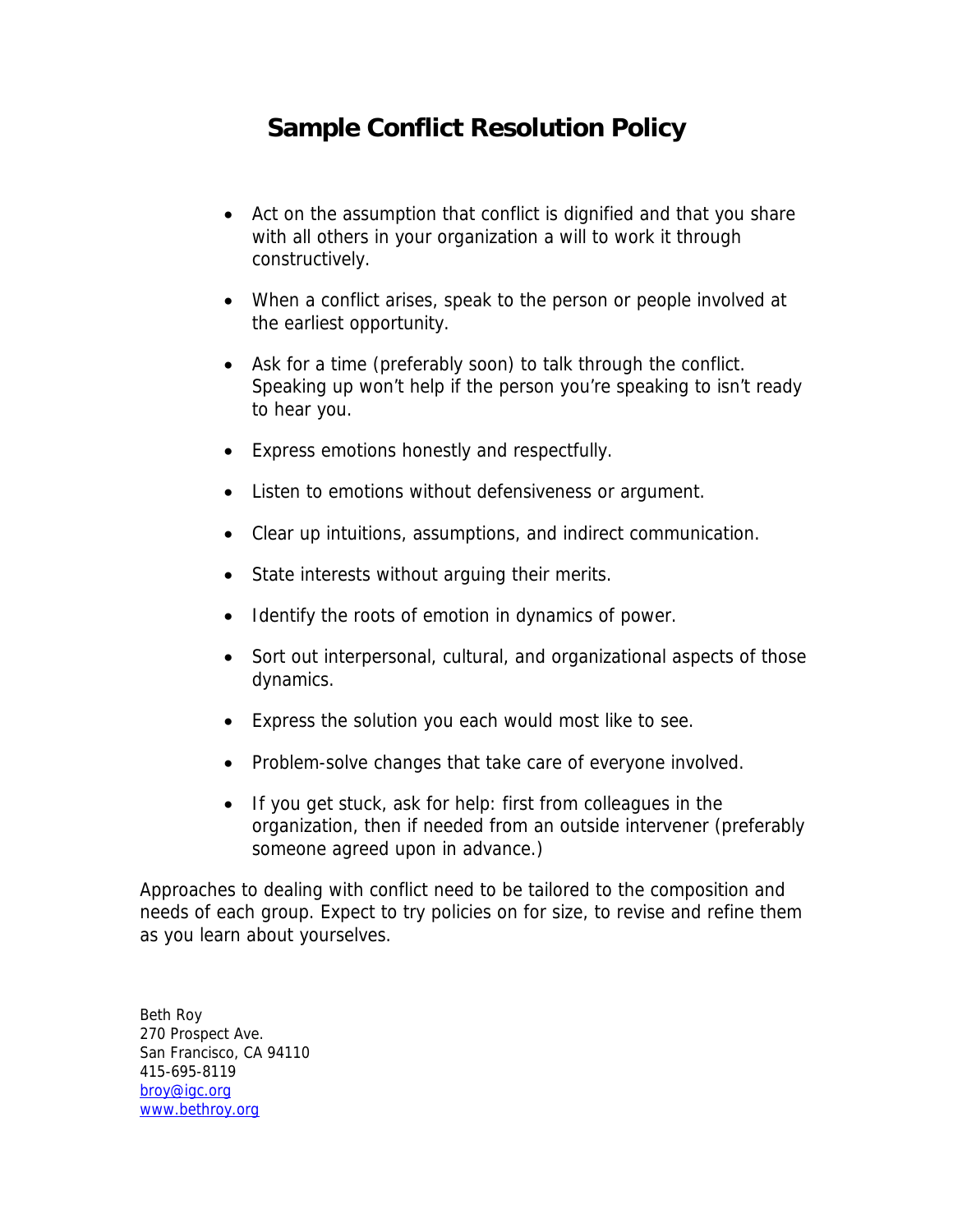# Sample Conflict Resolution Policy

- Act on the assumption that conflict is dignified and that you share with all others in your organization a will to work it through constructively.
- When a conflict arises, speak to the person or people involved at the earliest opportunity.
- Ask for a time (preferably soon) to talk through the conflict. Speaking up won't help if the person you're speaking to isn't ready to hear you.
- Express emotions honestly and respectfully.
- Listen to emotions without defensiveness or argument.
- Clear up intuitions, assumptions, and indirect communication.
- State interests without arguing their merits.
- Identify the roots of emotion in dynamics of power.
- Sort out interpersonal, cultural, and organizational aspects of those dynamics.
- Express the solution you each would most like to see.
- Problem-solve changes that take care of everyone involved.
- If you get stuck, ask for help: first from colleagues in the organization, then if needed from an outside intervener (preferably someone agreed upon in advance.)

Approaches to dealing with conflict need to be tailored to the composition and needs of each group. Expect to try policies on for size, to revise and refine them as you learn about yourselves.

Beth Roy
270 Prospect Ave.
San Francisco, CA 94110
415-695-8119
broy@igc.org
www.bethroy.org